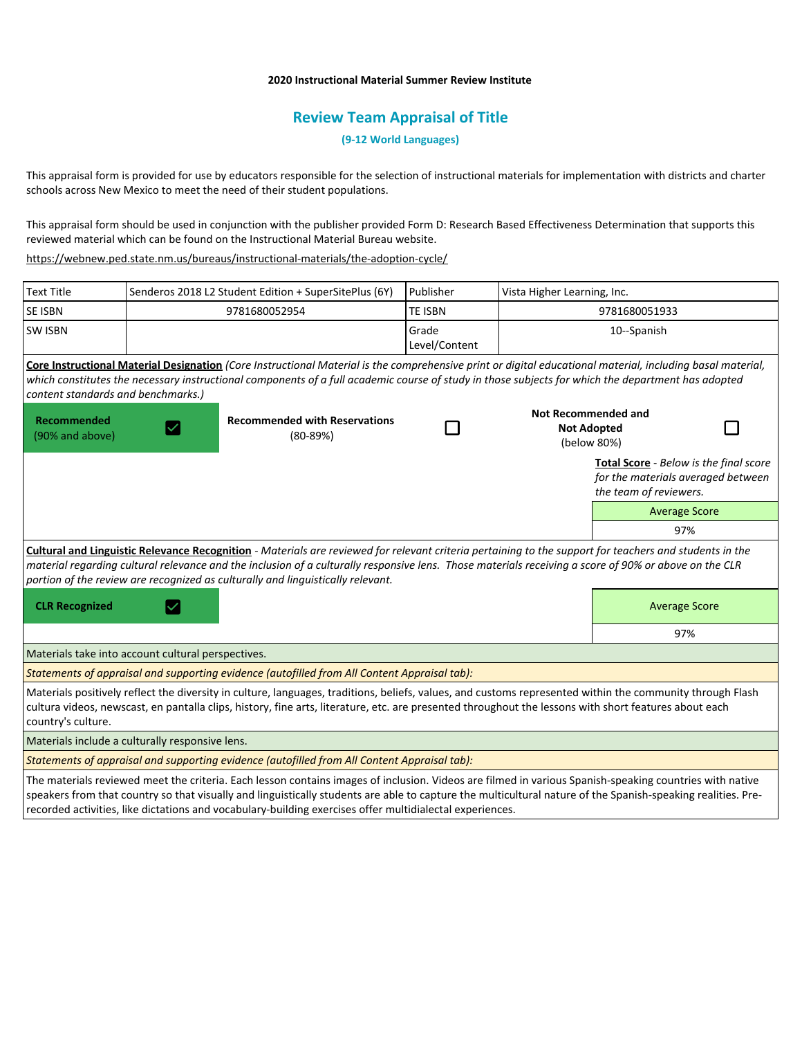**2020 Instructional Material Summer Review Institute**

## Review Team Appraisal of Title

**(9-12 World Languages)**

This appraisal form is provided for use by educators responsible for the selection of instructional materials for implementation with districts and charter schools across New Mexico to meet the need of their student populations.

This appraisal form should be used in conjunction with the publisher provided Form D: Research Based Effectiveness Determination that supports this reviewed material which can be found on the Instructional Material Bureau website.

https://webnew.ped.state.nm.us/bureaus/instructional-materials/the-adoption-cycle/

| Text Title | Senderos 2018 L2 Student Edition + SuperSitePlus (6Y) | Publisher | Vista Higher Learning, Inc. |
|---|---|---|---|
| SE ISBN | 9781680052954 | TE ISBN | 9781680051933 |
| SW ISBN | | Grade Level/Content | 10--Spanish |

**Core Instructional Material Designation** *(Core Instructional Material is the comprehensive print or digital educational material, including basal material, which constitutes the necessary instructional components of a full academic course of study in those subjects for which the department has adopted content standards and benchmarks.)*

| Recommended (90% and above) | ☑ | Recommended with Reservations (80-89%) | ☐ | Not Recommended and Not Adopted (below 80%) | ☐ |
|---|---|---|---|---|---|

**Total Score** - *Below is the final score for the materials averaged between the team of reviewers.*

| Average Score |
|---|
| 97% |

**Cultural and Linguistic Relevance Recognition** - *Materials are reviewed for relevant criteria pertaining to the support for teachers and students in the material regarding cultural relevance and the inclusion of a culturally responsive lens. Those materials receiving a score of 90% or above on the CLR portion of the review are recognized as culturally and linguistically relevant.*

| CLR Recognized | ☑ |
|---|---|

| Average Score |
|---|
| 97% |

Materials take into account cultural perspectives.

*Statements of appraisal and supporting evidence (autofilled from All Content Appraisal tab):*

Materials positively reflect the diversity in culture, languages, traditions, beliefs, values, and customs represented within the community through Flash cultura videos, newscast, en pantalla clips, history, fine arts, literature, etc. are presented throughout the lessons with short features about each country's culture.

Materials include a culturally responsive lens.

*Statements of appraisal and supporting evidence (autofilled from All Content Appraisal tab):*

The materials reviewed meet the criteria. Each lesson contains images of inclusion. Videos are filmed in various Spanish-speaking countries with native speakers from that country so that visually and linguistically students are able to capture the multicultural nature of the Spanish-speaking realities. Pre-recorded activities, like dictations and vocabulary-building exercises offer multidialectal experiences.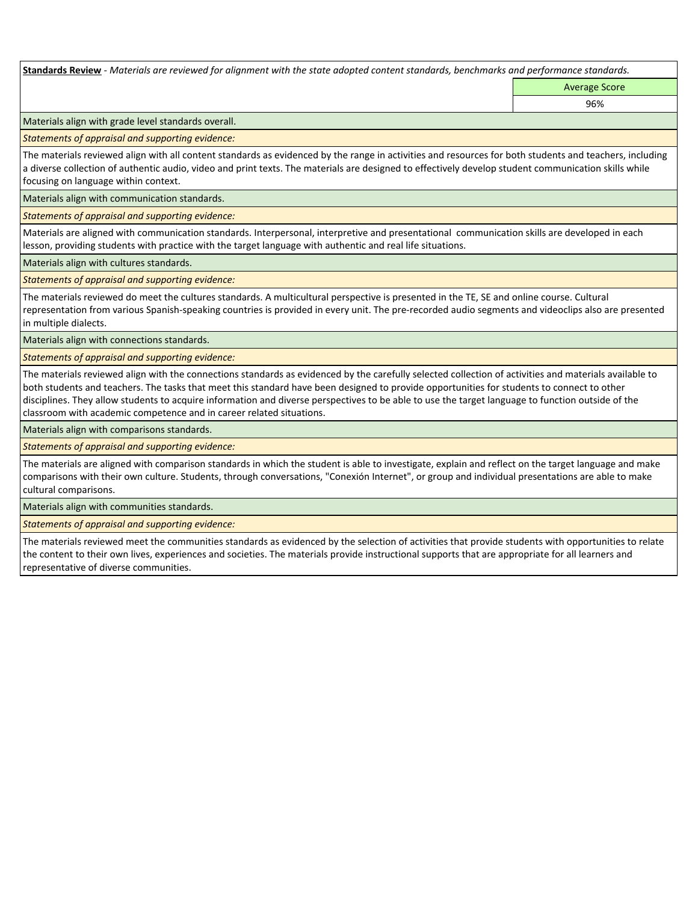**Standards Review** - *Materials are reviewed for alignment with the state adopted content standards, benchmarks and performance standards.*

| | Average Score |
|---|---|
| | 96% |

Materials align with grade level standards overall.

*Statements of appraisal and supporting evidence:*

The materials reviewed align with all content standards as evidenced by the range in activities and resources for both students and teachers, including a diverse collection of authentic audio, video and print texts. The materials are designed to effectively develop student communication skills while focusing on language within context.

Materials align with communication standards.

*Statements of appraisal and supporting evidence:*

Materials are aligned with communication standards. Interpersonal, interpretive and presentational communication skills are developed in each lesson, providing students with practice with the target language with authentic and real life situations.

Materials align with cultures standards.

*Statements of appraisal and supporting evidence:*

The materials reviewed do meet the cultures standards. A multicultural perspective is presented in the TE, SE and online course. Cultural representation from various Spanish-speaking countries is provided in every unit. The pre-recorded audio segments and videoclips also are presented in multiple dialects.

Materials align with connections standards.

*Statements of appraisal and supporting evidence:*

The materials reviewed align with the connections standards as evidenced by the carefully selected collection of activities and materials available to both students and teachers. The tasks that meet this standard have been designed to provide opportunities for students to connect to other disciplines. They allow students to acquire information and diverse perspectives to be able to use the target language to function outside of the classroom with academic competence and in career related situations.

Materials align with comparisons standards.

*Statements of appraisal and supporting evidence:*

The materials are aligned with comparison standards in which the student is able to investigate, explain and reflect on the target language and make comparisons with their own culture. Students, through conversations, "Conexión Internet", or group and individual presentations are able to make cultural comparisons.

Materials align with communities standards.

*Statements of appraisal and supporting evidence:*

The materials reviewed meet the communities standards as evidenced by the selection of activities that provide students with opportunities to relate the content to their own lives, experiences and societies. The materials provide instructional supports that are appropriate for all learners and representative of diverse communities.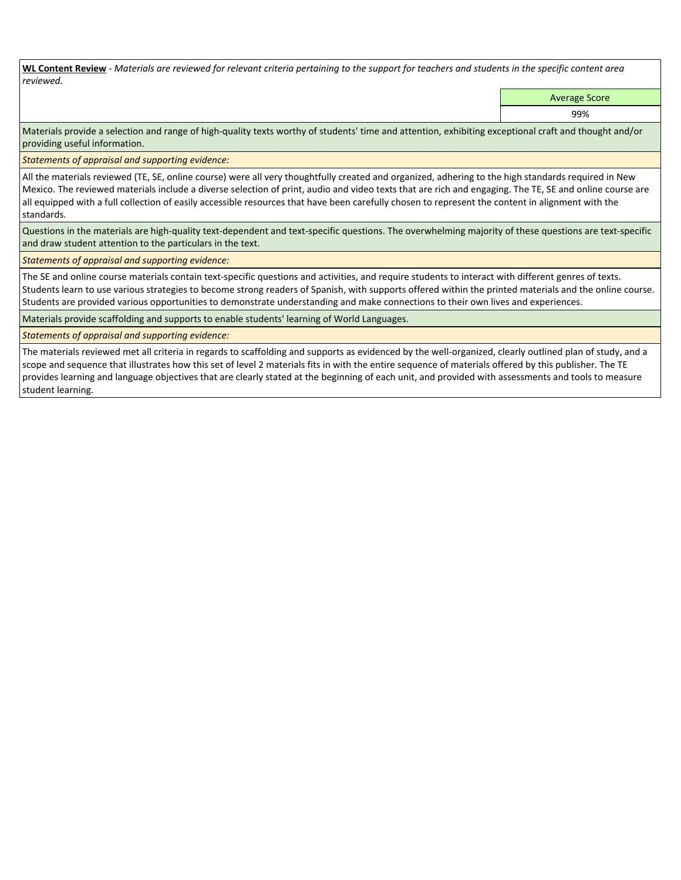**WL Content Review** - *Materials are reviewed for relevant criteria pertaining to the support for teachers and students in the specific content area reviewed.*

| Average Score |
|---|
| 99% |

Materials provide a selection and range of high-quality texts worthy of students' time and attention, exhibiting exceptional craft and thought and/or providing useful information.

*Statements of appraisal and supporting evidence:*

All the materials reviewed (TE, SE, online course) were all very thoughtfully created and organized, adhering to the high standards required in New Mexico. The reviewed materials include a diverse selection of print, audio and video texts that are rich and engaging. The TE, SE and online course are all equipped with a full collection of easily accessible resources that have been carefully chosen to represent the content in alignment with the standards.

Questions in the materials are high-quality text-dependent and text-specific questions. The overwhelming majority of these questions are text-specific and draw student attention to the particulars in the text.

*Statements of appraisal and supporting evidence:*

The SE and online course materials contain text-specific questions and activities, and require students to interact with different genres of texts. Students learn to use various strategies to become strong readers of Spanish, with supports offered within the printed materials and the online course. Students are provided various opportunities to demonstrate understanding and make connections to their own lives and experiences.

Materials provide scaffolding and supports to enable students' learning of World Languages.

*Statements of appraisal and supporting evidence:*

The materials reviewed met all criteria in regards to scaffolding and supports as evidenced by the well-organized, clearly outlined plan of study, and a scope and sequence that illustrates how this set of level 2 materials fits in with the entire sequence of materials offered by this publisher. The TE provides learning and language objectives that are clearly stated at the beginning of each unit, and provided with assessments and tools to measure student learning.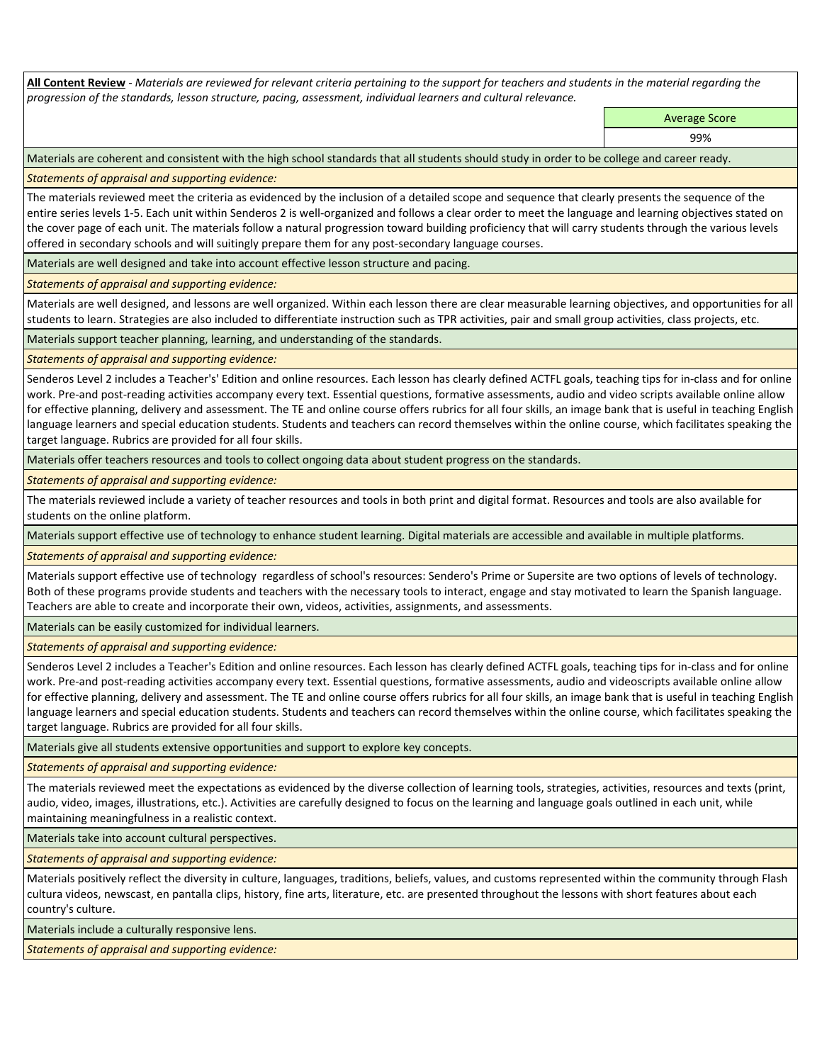**All Content Review** - *Materials are reviewed for relevant criteria pertaining to the support for teachers and students in the material regarding the progression of the standards, lesson structure, pacing, assessment, individual learners and cultural relevance.*

| Average Score |
|---|
| 99% |

Materials are coherent and consistent with the high school standards that all students should study in order to be college and career ready.

*Statements of appraisal and supporting evidence:*

The materials reviewed meet the criteria as evidenced by the inclusion of a detailed scope and sequence that clearly presents the sequence of the entire series levels 1-5. Each unit within Senderos 2 is well-organized and follows a clear order to meet the language and learning objectives stated on the cover page of each unit. The materials follow a natural progression toward building proficiency that will carry students through the various levels offered in secondary schools and will suitingly prepare them for any post-secondary language courses.

Materials are well designed and take into account effective lesson structure and pacing.

*Statements of appraisal and supporting evidence:*

Materials are well designed, and lessons are well organized. Within each lesson there are clear measurable learning objectives, and opportunities for all students to learn. Strategies are also included to differentiate instruction such as TPR activities, pair and small group activities, class projects, etc.

Materials support teacher planning, learning, and understanding of the standards.

*Statements of appraisal and supporting evidence:*

Senderos Level 2 includes a Teacher's' Edition and online resources. Each lesson has clearly defined ACTFL goals, teaching tips for in-class and for online work. Pre-and post-reading activities accompany every text. Essential questions, formative assessments, audio and video scripts available online allow for effective planning, delivery and assessment. The TE and online course offers rubrics for all four skills, an image bank that is useful in teaching English language learners and special education students. Students and teachers can record themselves within the online course, which facilitates speaking the target language. Rubrics are provided for all four skills.

Materials offer teachers resources and tools to collect ongoing data about student progress on the standards.

*Statements of appraisal and supporting evidence:*

The materials reviewed include a variety of teacher resources and tools in both print and digital format. Resources and tools are also available for students on the online platform.

Materials support effective use of technology to enhance student learning. Digital materials are accessible and available in multiple platforms.

*Statements of appraisal and supporting evidence:*

Materials support effective use of technology regardless of school's resources: Sendero's Prime or Supersite are two options of levels of technology. Both of these programs provide students and teachers with the necessary tools to interact, engage and stay motivated to learn the Spanish language. Teachers are able to create and incorporate their own, videos, activities, assignments, and assessments.

Materials can be easily customized for individual learners.

*Statements of appraisal and supporting evidence:*

Senderos Level 2 includes a Teacher's Edition and online resources. Each lesson has clearly defined ACTFL goals, teaching tips for in-class and for online work. Pre-and post-reading activities accompany every text. Essential questions, formative assessments, audio and videoscripts available online allow for effective planning, delivery and assessment. The TE and online course offers rubrics for all four skills, an image bank that is useful in teaching English language learners and special education students. Students and teachers can record themselves within the online course, which facilitates speaking the target language. Rubrics are provided for all four skills.

Materials give all students extensive opportunities and support to explore key concepts.

*Statements of appraisal and supporting evidence:*

The materials reviewed meet the expectations as evidenced by the diverse collection of learning tools, strategies, activities, resources and texts (print, audio, video, images, illustrations, etc.). Activities are carefully designed to focus on the learning and language goals outlined in each unit, while maintaining meaningfulness in a realistic context.

Materials take into account cultural perspectives.

*Statements of appraisal and supporting evidence:*

Materials positively reflect the diversity in culture, languages, traditions, beliefs, values, and customs represented within the community through Flash cultura videos, newscast, en pantalla clips, history, fine arts, literature, etc. are presented throughout the lessons with short features about each country's culture.

Materials include a culturally responsive lens.

*Statements of appraisal and supporting evidence:*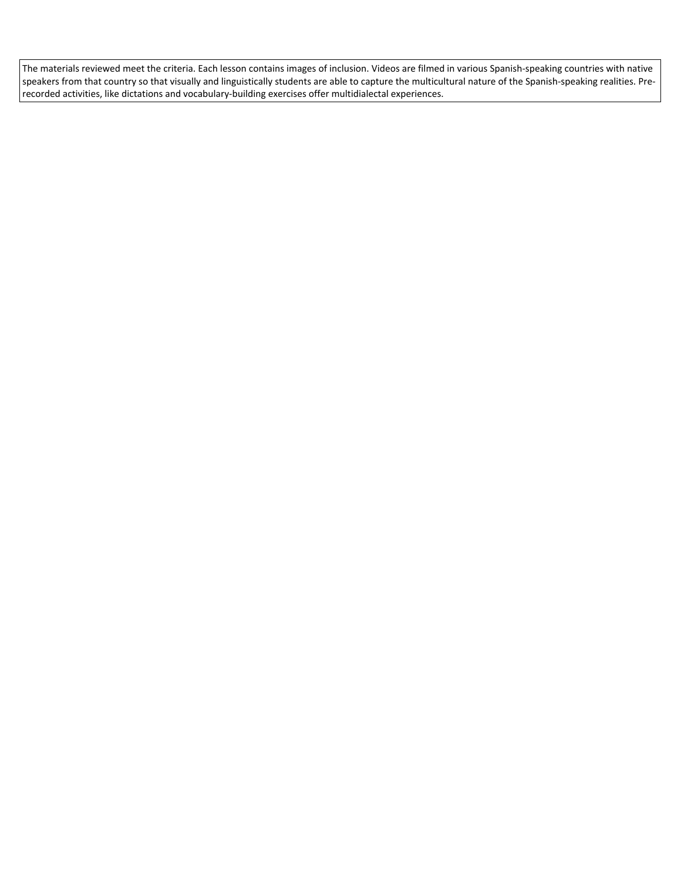The materials reviewed meet the criteria. Each lesson contains images of inclusion. Videos are filmed in various Spanish-speaking countries with native speakers from that country so that visually and linguistically students are able to capture the multicultural nature of the Spanish-speaking realities. Pre-recorded activities, like dictations and vocabulary-building exercises offer multidialectal experiences.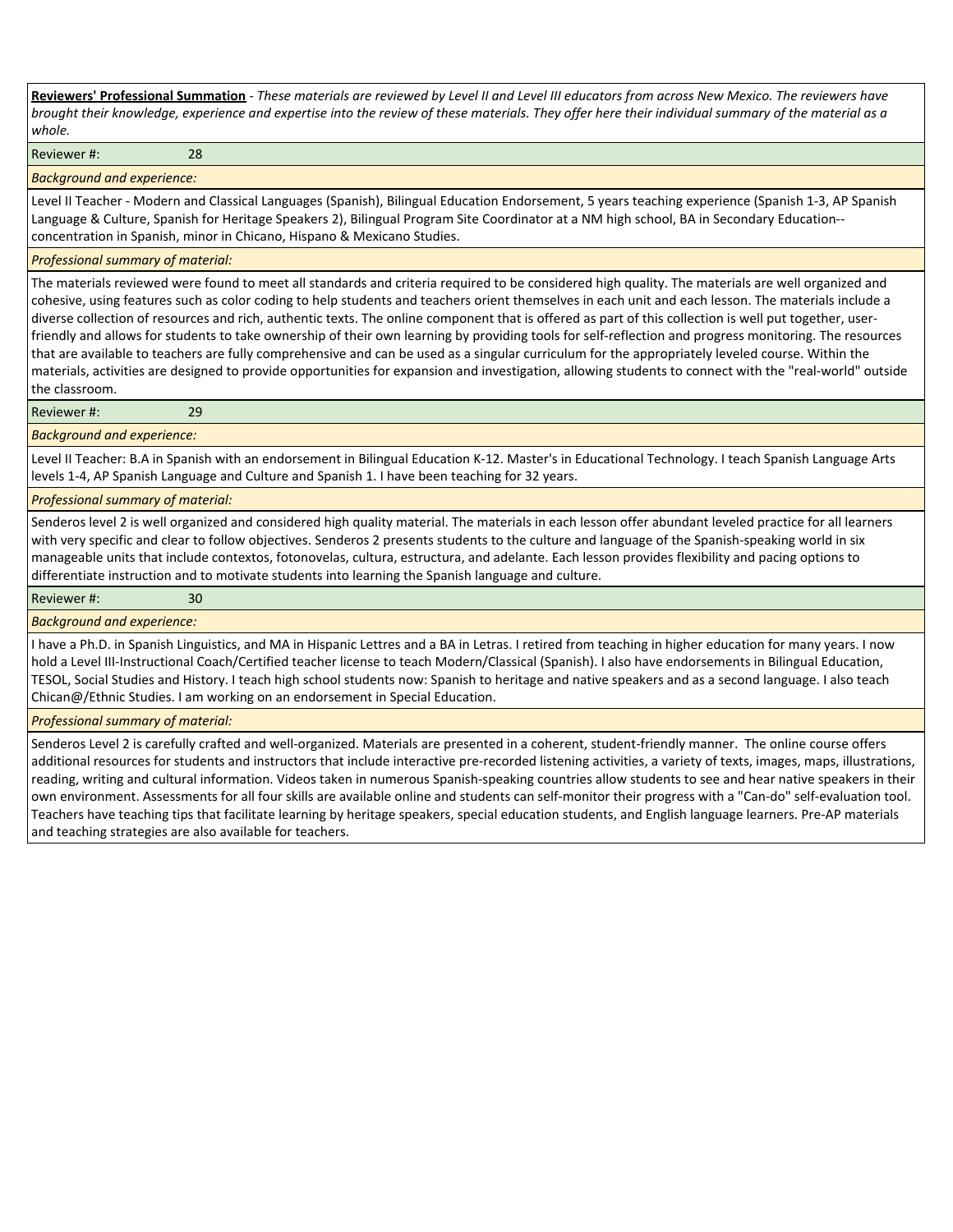**Reviewers' Professional Summation** - *These materials are reviewed by Level II and Level III educators from across New Mexico. The reviewers have brought their knowledge, experience and expertise into the review of these materials. They offer here their individual summary of the material as a whole.*

Reviewer #: 28

*Background and experience:*

Level II Teacher - Modern and Classical Languages (Spanish), Bilingual Education Endorsement, 5 years teaching experience (Spanish 1-3, AP Spanish Language & Culture, Spanish for Heritage Speakers 2), Bilingual Program Site Coordinator at a NM high school, BA in Secondary Education--concentration in Spanish, minor in Chicano, Hispano & Mexicano Studies.

*Professional summary of material:*

The materials reviewed were found to meet all standards and criteria required to be considered high quality. The materials are well organized and cohesive, using features such as color coding to help students and teachers orient themselves in each unit and each lesson. The materials include a diverse collection of resources and rich, authentic texts. The online component that is offered as part of this collection is well put together, user-friendly and allows for students to take ownership of their own learning by providing tools for self-reflection and progress monitoring. The resources that are available to teachers are fully comprehensive and can be used as a singular curriculum for the appropriately leveled course. Within the materials, activities are designed to provide opportunities for expansion and investigation, allowing students to connect with the "real-world" outside the classroom.

Reviewer #: 29

*Background and experience:*

Level II Teacher: B.A in Spanish with an endorsement in Bilingual Education K-12. Master's in Educational Technology. I teach Spanish Language Arts levels 1-4, AP Spanish Language and Culture and Spanish 1. I have been teaching for 32 years.

*Professional summary of material:*

Senderos level 2 is well organized and considered high quality material. The materials in each lesson offer abundant leveled practice for all learners with very specific and clear to follow objectives. Senderos 2 presents students to the culture and language of the Spanish-speaking world in six manageable units that include contextos, fotonovelas, cultura, estructura, and adelante. Each lesson provides flexibility and pacing options to differentiate instruction and to motivate students into learning the Spanish language and culture.

Reviewer #: 30

*Background and experience:*

I have a Ph.D. in Spanish Linguistics, and MA in Hispanic Lettres and a BA in Letras. I retired from teaching in higher education for many years. I now hold a Level III-Instructional Coach/Certified teacher license to teach Modern/Classical (Spanish). I also have endorsements in Bilingual Education, TESOL, Social Studies and History. I teach high school students now: Spanish to heritage and native speakers and as a second language. I also teach Chican@/Ethnic Studies. I am working on an endorsement in Special Education.

*Professional summary of material:*

Senderos Level 2 is carefully crafted and well-organized. Materials are presented in a coherent, student-friendly manner. The online course offers additional resources for students and instructors that include interactive pre-recorded listening activities, a variety of texts, images, maps, illustrations, reading, writing and cultural information. Videos taken in numerous Spanish-speaking countries allow students to see and hear native speakers in their own environment. Assessments for all four skills are available online and students can self-monitor their progress with a "Can-do" self-evaluation tool. Teachers have teaching tips that facilitate learning by heritage speakers, special education students, and English language learners. Pre-AP materials and teaching strategies are also available for teachers.